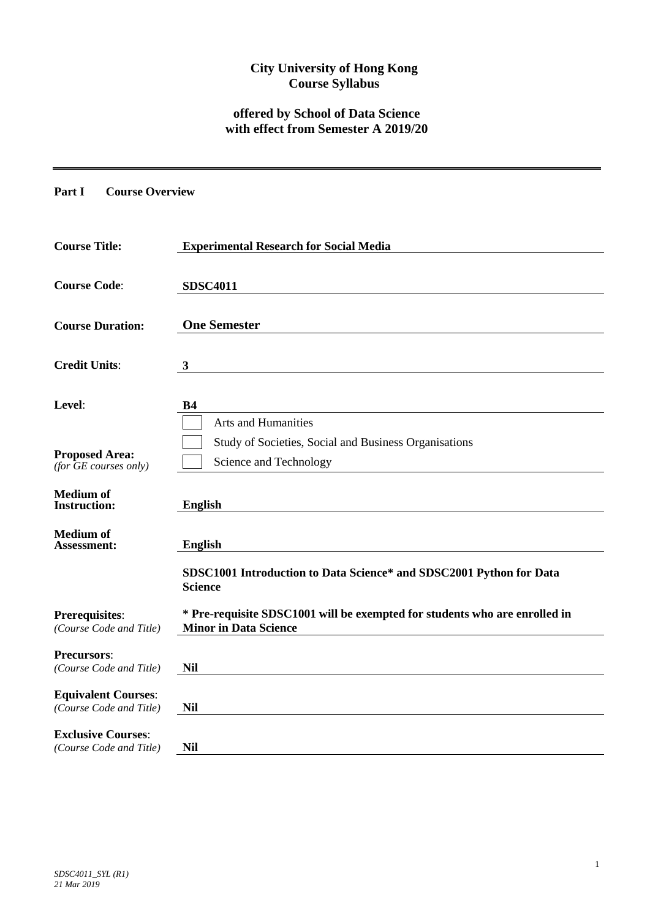**City University of Hong Kong**
**Course Syllabus**

**offered by School of Data Science**
**with effect from Semester A 2019/20**

---

## Part I Course Overview

| | |
|---|---|
| **Course Title:** | **Experimental Research for Social Media** |
| **Course Code**: | **SDSC4011** |
| **Course Duration:** | **One Semester** |
| **Credit Units**: | **3** |
| **Level**: | **B4** |
| **Proposed Area:** *(for GE courses only)* | ☐ Arts and Humanities<br>☐ Study of Societies, Social and Business Organisations<br>☐ Science and Technology |
| **Medium of Instruction:** | **English** |
| **Medium of Assessment:** | **English** |
| **Prerequisites**: *(Course Code and Title)* | **SDSC1001 Introduction to Data Science* and SDSC2001 Python for Data Science**<br>*** Pre-requisite SDSC1001 will be exempted for students who are enrolled in Minor in Data Science** |
| **Precursors**: *(Course Code and Title)* | **Nil** |
| **Equivalent Courses**: *(Course Code and Title)* | **Nil** |
| **Exclusive Courses**: *(Course Code and Title)* | **Nil** |

*SDSC4011_SYL (R1)*
*21 Mar 2019*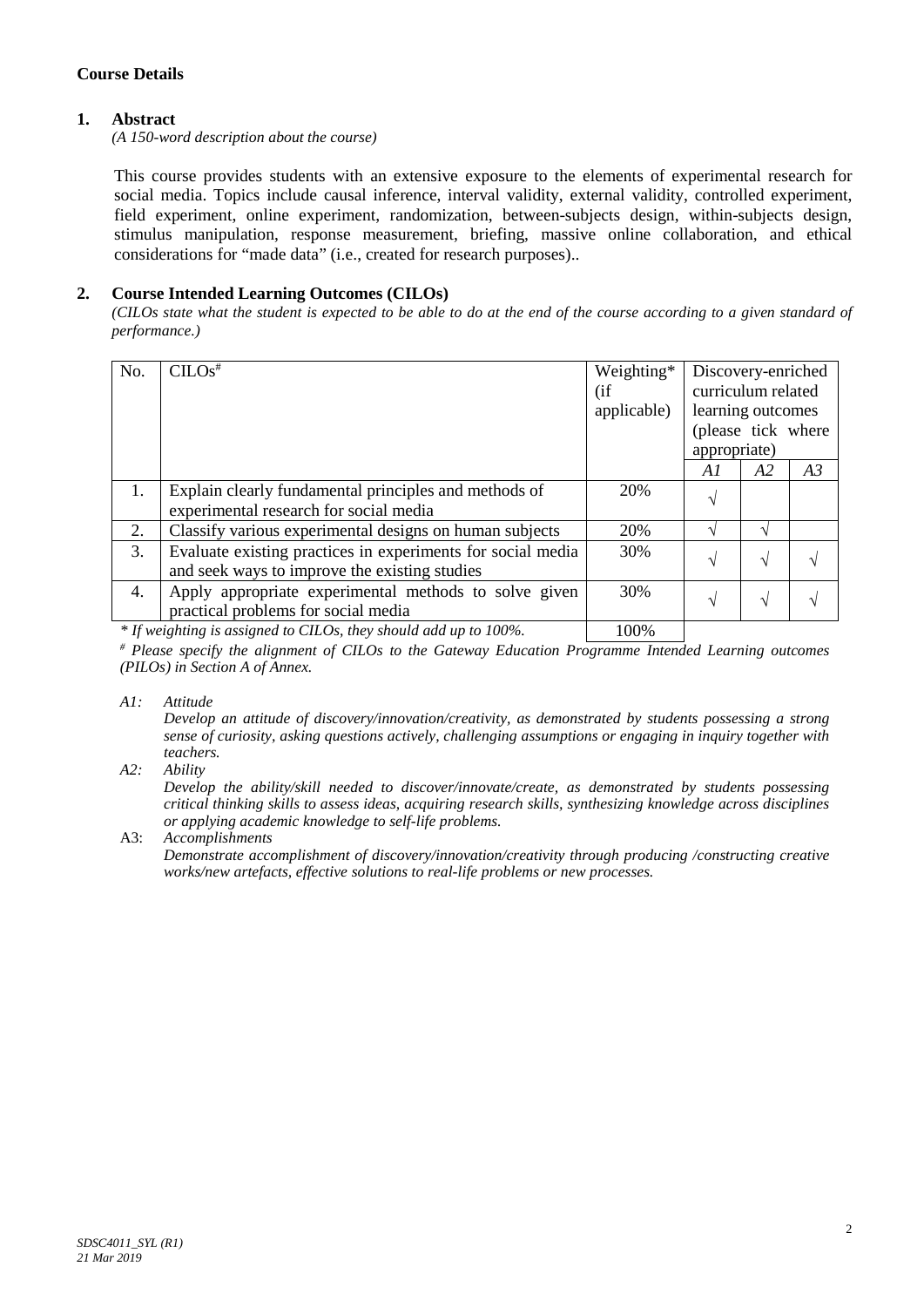## Course Details

### 1. Abstract

*(A 150-word description about the course)*

This course provides students with an extensive exposure to the elements of experimental research for social media. Topics include causal inference, interval validity, external validity, controlled experiment, field experiment, online experiment, randomization, between-subjects design, within-subjects design, stimulus manipulation, response measurement, briefing, massive online collaboration, and ethical considerations for "made data" (i.e., created for research purposes)..

### 2. Course Intended Learning Outcomes (CILOs)

*(CILOs state what the student is expected to be able to do at the end of the course according to a given standard of performance.)*

| No. | CILOs# | Weighting* (if applicable) | Discovery-enriched curriculum related learning outcomes (please tick where appropriate) | | |
|---|---|---|---|---|---|
| | | | *A1* | *A2* | *A3* |
| 1. | Explain clearly fundamental principles and methods of experimental research for social media | 20% | √ | | |
| 2. | Classify various experimental designs on human subjects | 20% | √ | √ | |
| 3. | Evaluate existing practices in experiments for social media and seek ways to improve the existing studies | 30% | √ | √ | √ |
| 4. | Apply appropriate experimental methods to solve given practical problems for social media | 30% | √ | √ | √ |
| | *\* If weighting is assigned to CILOs, they should add up to 100%.* | 100% | | | |

*# Please specify the alignment of CILOs to the Gateway Education Programme Intended Learning outcomes (PILOs) in Section A of Annex.*

*A1: Attitude*
*Develop an attitude of discovery/innovation/creativity, as demonstrated by students possessing a strong sense of curiosity, asking questions actively, challenging assumptions or engaging in inquiry together with teachers.*

*A2: Ability*
*Develop the ability/skill needed to discover/innovate/create, as demonstrated by students possessing critical thinking skills to assess ideas, acquiring research skills, synthesizing knowledge across disciplines or applying academic knowledge to self-life problems.*

A3: *Accomplishments*
*Demonstrate accomplishment of discovery/innovation/creativity through producing /constructing creative works/new artefacts, effective solutions to real-life problems or new processes.*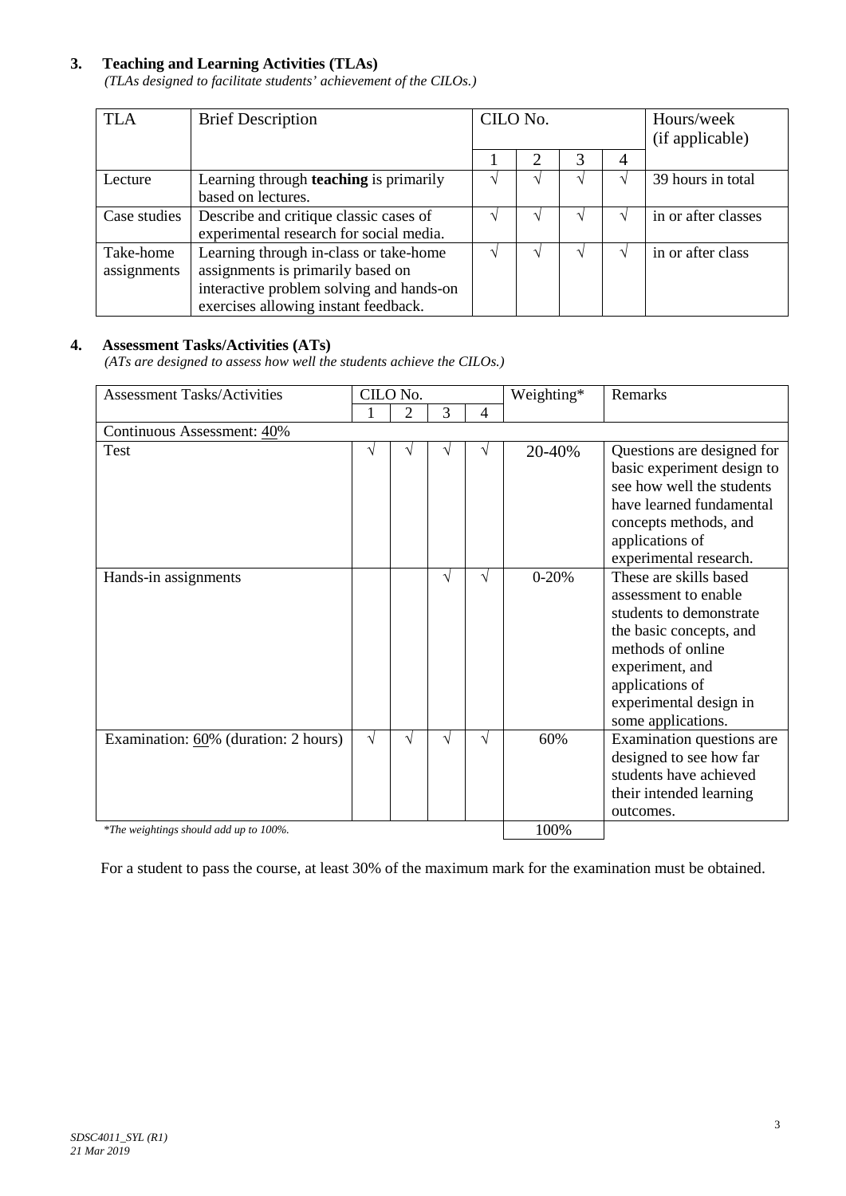## 3. Teaching and Learning Activities (TLAs)

*(TLAs designed to facilitate students' achievement of the CILOs.)*

| TLA | Brief Description | CILO No. | | | | Hours/week (if applicable) |
|---|---|---|---|---|---|---|
| | | 1 | 2 | 3 | 4 | |
| Lecture | Learning through **teaching** is primarily based on lectures. | √ | √ | √ | √ | 39 hours in total |
| Case studies | Describe and critique classic cases of experimental research for social media. | √ | √ | √ | √ | in or after classes |
| Take-home assignments | Learning through in-class or take-home assignments is primarily based on interactive problem solving and hands-on exercises allowing instant feedback. | √ | √ | √ | √ | in or after class |

## 4. Assessment Tasks/Activities (ATs)

*(ATs are designed to assess how well the students achieve the CILOs.)*

| Assessment Tasks/Activities | CILO No. | | | | Weighting* | Remarks |
|---|---|---|---|---|---|---|
| | 1 | 2 | 3 | 4 | | |
| Continuous Assessment: 40% | | | | | | |
| Test | √ | √ | √ | √ | 20-40% | Questions are designed for basic experiment design to see how well the students have learned fundamental concepts methods, and applications of experimental research. |
| Hands-in assignments | | | √ | √ | 0-20% | These are skills based assessment to enable students to demonstrate the basic concepts, and methods of online experiment, and applications of experimental design in some applications. |
| Examination: 60% (duration: 2 hours) | √ | √ | √ | √ | 60% | Examination questions are designed to see how far students have achieved their intended learning outcomes. |
| | | | | | 100% | |

*\*The weightings should add up to 100%.*

For a student to pass the course, at least 30% of the maximum mark for the examination must be obtained.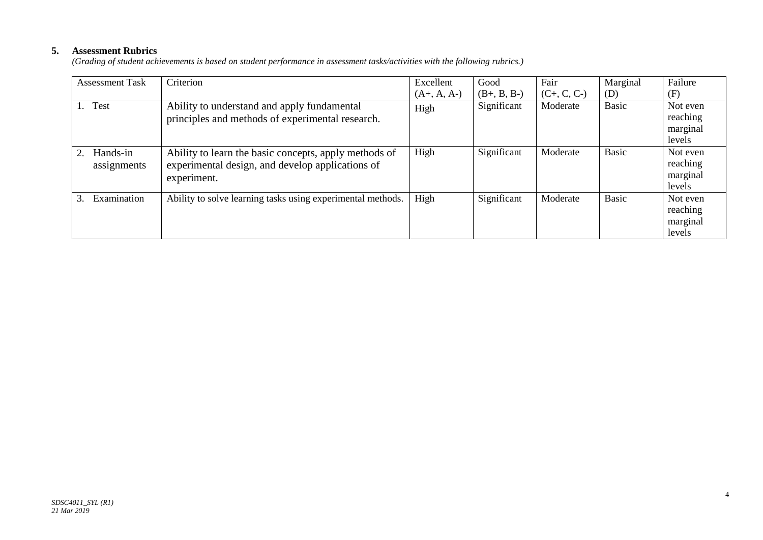## 5. Assessment Rubrics

*(Grading of student achievements is based on student performance in assessment tasks/activities with the following rubrics.)*

| Assessment Task | Criterion | Excellent (A+, A, A-) | Good (B+, B, B-) | Fair (C+, C, C-) | Marginal (D) | Failure (F) |
|---|---|---|---|---|---|---|
| 1. Test | Ability to understand and apply fundamental principles and methods of experimental research. | High | Significant | Moderate | Basic | Not even reaching marginal levels |
| 2. Hands-in assignments | Ability to learn the basic concepts, apply methods of experimental design, and develop applications of experiment. | High | Significant | Moderate | Basic | Not even reaching marginal levels |
| 3. Examination | Ability to solve learning tasks using experimental methods. | High | Significant | Moderate | Basic | Not even reaching marginal levels |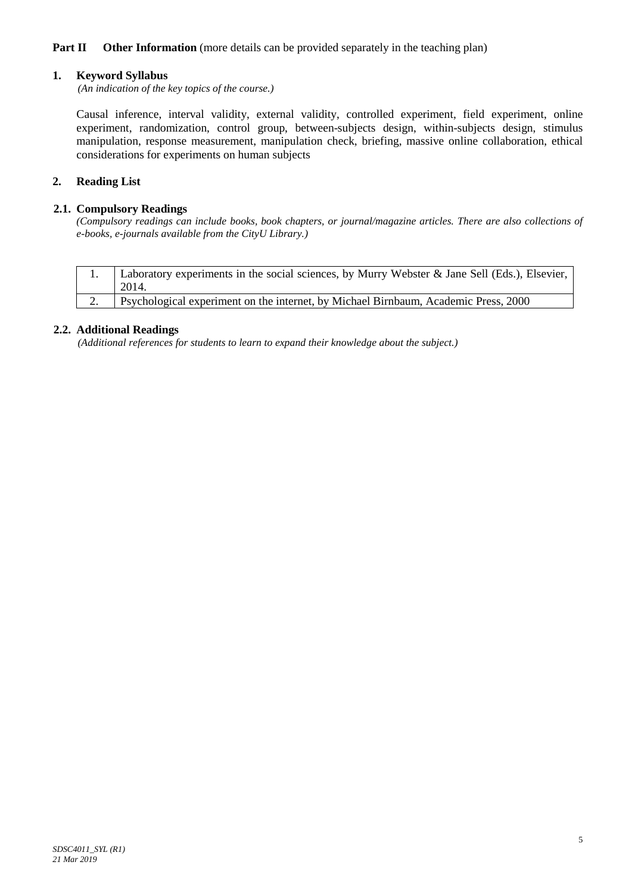**Part II  Other Information** (more details can be provided separately in the teaching plan)

## 1. Keyword Syllabus

*(An indication of the key topics of the course.)*

Causal inference, interval validity, external validity, controlled experiment, field experiment, online experiment, randomization, control group, between-subjects design, within-subjects design, stimulus manipulation, response measurement, manipulation check, briefing, massive online collaboration, ethical considerations for experiments on human subjects

## 2. Reading List

### 2.1. Compulsory Readings

*(Compulsory readings can include books, book chapters, or journal/magazine articles. There are also collections of e-books, e-journals available from the CityU Library.)*

| | |
|---|---|
| 1. | Laboratory experiments in the social sciences, by Murry Webster & Jane Sell (Eds.), Elsevier, 2014. |
| 2. | Psychological experiment on the internet, by Michael Birnbaum, Academic Press, 2000 |

### 2.2. Additional Readings

*(Additional references for students to learn to expand their knowledge about the subject.)*

*SDSC4011_SYL (R1)*
*21 Mar 2019*